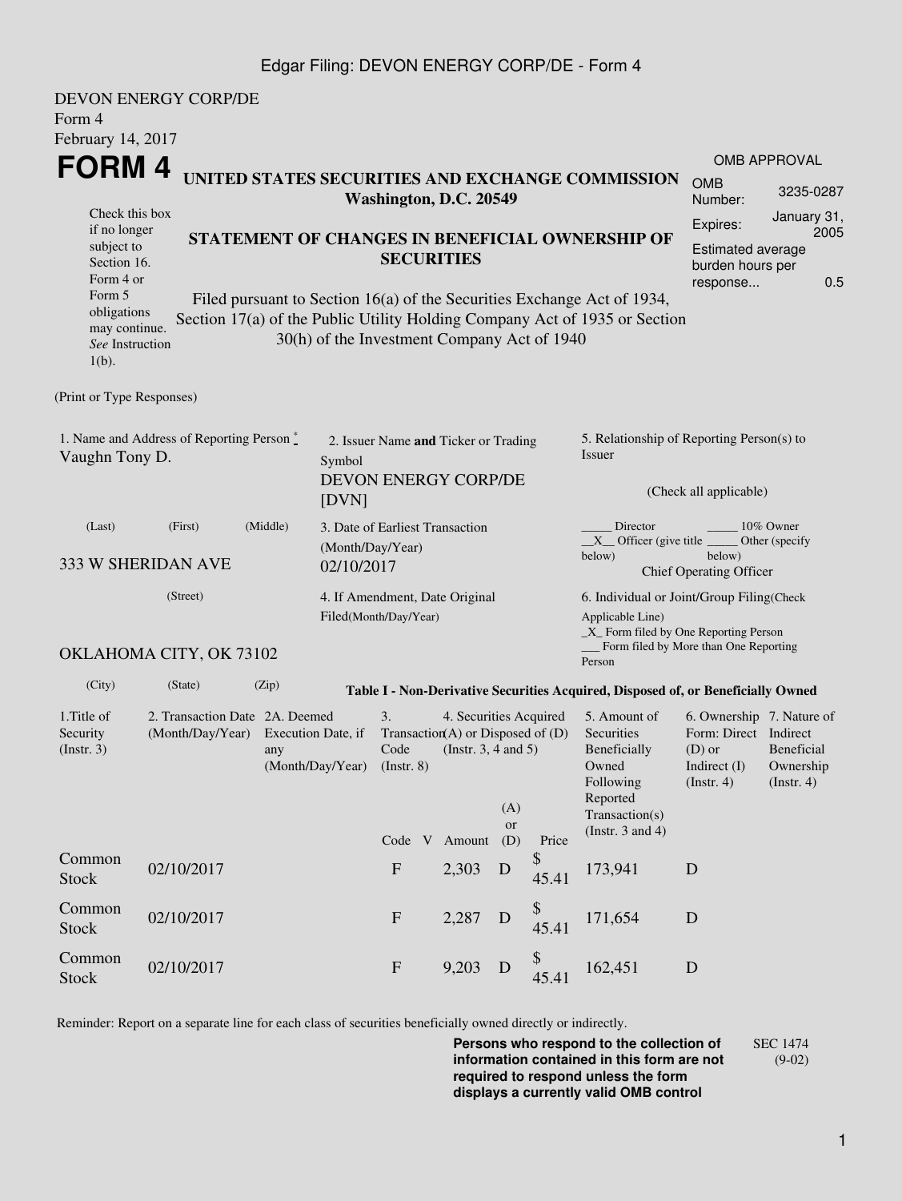Edgar Filing: DEVON ENERGY CORP/DE - Form 4

DEVON ENERGY CORP/DE
Form 4
February 14, 2017

# FORM 4

**UNITED STATES SECURITIES AND EXCHANGE COMMISSION**
**Washington, D.C. 20549**

Check this box if no longer subject to Section 16. Form 4 or Form 5 obligations may continue. *See* Instruction 1(b).

**STATEMENT OF CHANGES IN BENEFICIAL OWNERSHIP OF SECURITIES**

Filed pursuant to Section 16(a) of the Securities Exchange Act of 1934, Section 17(a) of the Public Utility Holding Company Act of 1935 or Section 30(h) of the Investment Company Act of 1940

| OMB APPROVAL | |
|---|---|
| OMB Number: | 3235-0287 |
| Expires: | January 31, 2005 |
| Estimated average burden hours per response... | 0.5 |

(Print or Type Responses)

1. Name and Address of Reporting Person *
Vaughn Tony D.

(Last) (First) (Middle)

333 W SHERIDAN AVE

(Street)

OKLAHOMA CITY, OK 73102

(City) (State) (Zip)

2. Issuer Name **and** Ticker or Trading Symbol
DEVON ENERGY CORP/DE [DVN]

3. Date of Earliest Transaction (Month/Day/Year)
02/10/2017

4. If Amendment, Date Original Filed(Month/Day/Year)

5. Relationship of Reporting Person(s) to Issuer

(Check all applicable)

_____ Director _____ 10% Owner
__X__ Officer (give title below) _____ Other (specify below)
Chief Operating Officer

6. Individual or Joint/Group Filing(Check Applicable Line)
_X_ Form filed by One Reporting Person
___ Form filed by More than One Reporting Person

**Table I - Non-Derivative Securities Acquired, Disposed of, or Beneficially Owned**

| 1.Title of Security (Instr. 3) | 2. Transaction Date (Month/Day/Year) | 2A. Deemed Execution Date, if any (Month/Day/Year) | 3. Transaction Code (Instr. 8) | | 4. Securities Acquired (A) or Disposed of (D) (Instr. 3, 4 and 5) | | | 5. Amount of Securities Beneficially Owned Following Reported Transaction(s) (Instr. 3 and 4) | 6. Ownership Form: Direct (D) or Indirect (I) (Instr. 4) | 7. Nature of Indirect Beneficial Ownership (Instr. 4) |
|---|---|---|---|---|---|---|---|---|---|---|
| | | | Code | V | Amount | (A) or (D) | Price | | | |
| Common Stock | 02/10/2017 | | F | | 2,303 | D | $ 45.41 | 173,941 | D | |
| Common Stock | 02/10/2017 | | F | | 2,287 | D | $ 45.41 | 171,654 | D | |
| Common Stock | 02/10/2017 | | F | | 9,203 | D | $ 45.41 | 162,451 | D | |

Reminder: Report on a separate line for each class of securities beneficially owned directly or indirectly.

**Persons who respond to the collection of information contained in this form are not required to respond unless the form displays a currently valid OMB control**

SEC 1474 (9-02)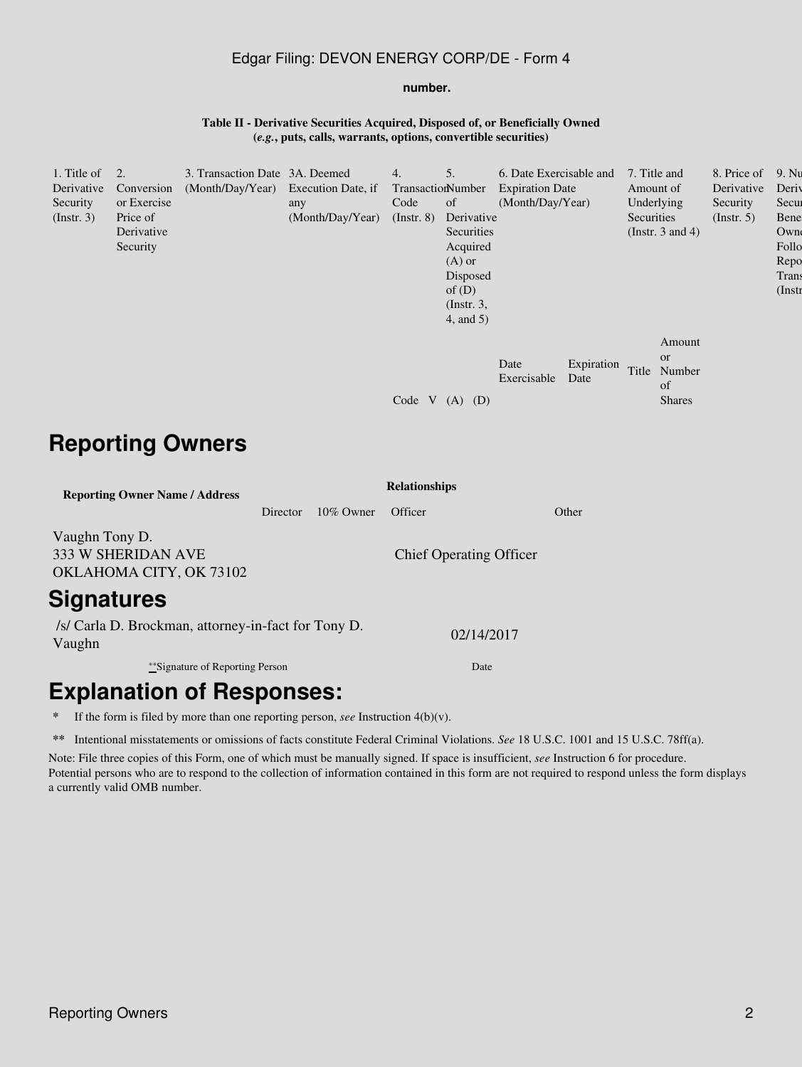number.

**Table II - Derivative Securities Acquired, Disposed of, or Beneficially Owned**
**(*e.g.*, puts, calls, warrants, options, convertible securities)**

| 1. Title of Derivative Security (Instr. 3) | 2. Conversion or Exercise Price of Derivative Security | 3. Transaction Date (Month/Day/Year) | 3A. Deemed Execution Date, if any (Month/Day/Year) | 4. Transaction Code (Instr. 8) | | 5. Number of Derivative Securities Acquired (A) or Disposed of (D) (Instr. 3, 4, and 5) | | 6. Date Exercisable and Expiration Date (Month/Day/Year) | | 7. Title and Amount of Underlying Securities (Instr. 3 and 4) | | 8. Price of Derivative Security (Instr. 5) | 9. Nu Deriv Secur Bene Owne Follo Repo Trans (Instr |
|---|---|---|---|---|---|---|---|---|---|---|---|---|---|
| | | | | Code | V | (A) | (D) | Date Exercisable | Expiration Date | Title | Amount or Number of Shares | | |

# Reporting Owners

| Reporting Owner Name / Address | Relationships | | | |
|---|---|---|---|---|
| | Director | 10% Owner | Officer | Other |
| Vaughn Tony D.<br>333 W SHERIDAN AVE<br>OKLAHOMA CITY, OK 73102 | | | Chief Operating Officer | |

# Signatures

| | |
|---|---|
| /s/ Carla D. Brockman, attorney-in-fact for Tony D. Vaughn | 02/14/2017 |
| **Signature of Reporting Person | Date |

# Explanation of Responses:

\* If the form is filed by more than one reporting person, *see* Instruction 4(b)(v).

\** Intentional misstatements or omissions of facts constitute Federal Criminal Violations. *See* 18 U.S.C. 1001 and 15 U.S.C. 78ff(a).

Note: File three copies of this Form, one of which must be manually signed. If space is insufficient, *see* Instruction 6 for procedure.
Potential persons who are to respond to the collection of information contained in this form are not required to respond unless the form displays a currently valid OMB number.